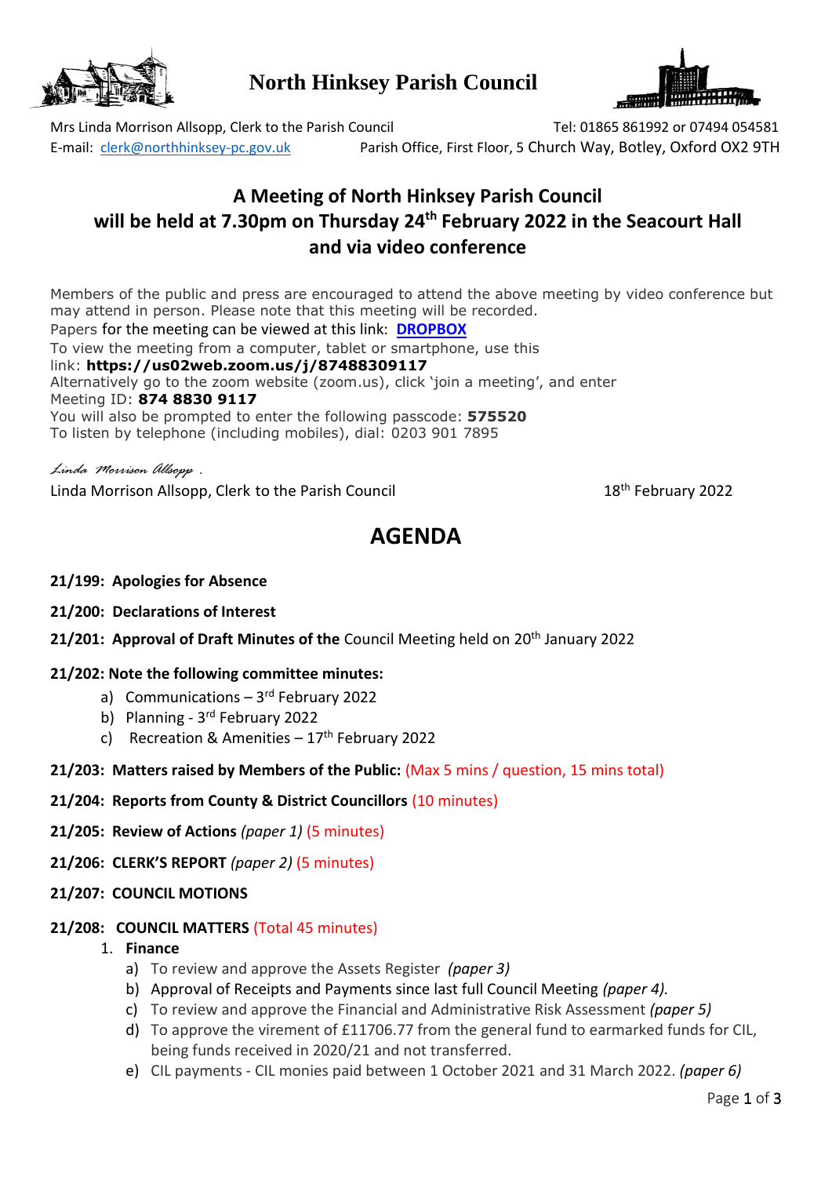# North Hinksey Parish Council

Mrs Linda Morrison Allsopp, Clerk to the Parish Council    Tel: 01865 861992 or 07494 054581
E-mail: clerk@northhinksey-pc.gov.uk    Parish Office, First Floor, 5 Church Way, Botley, Oxford OX2 9TH

## A Meeting of North Hinksey Parish Council will be held at 7.30pm on Thursday 24th February 2022 in the Seacourt Hall and via video conference

Members of the public and press are encouraged to attend the above meeting by video conference but may attend in person. Please note that this meeting will be recorded.
Papers for the meeting can be viewed at this link: **DROPBOX**
To view the meeting from a computer, tablet or smartphone, use this link: **https://us02web.zoom.us/j/87488309117**
Alternatively go to the zoom website (zoom.us), click 'join a meeting', and enter Meeting ID: **874 8830 9117**
You will also be prompted to enter the following passcode: **575520**
To listen by telephone (including mobiles), dial: 0203 901 7895

*Linda Morrison Allsopp .*
Linda Morrison Allsopp, Clerk to the Parish Council    18th February 2022

## AGENDA

**21/199: Apologies for Absence**

**21/200: Declarations of Interest**

**21/201: Approval of Draft Minutes of the** Council Meeting held on 20th January 2022

**21/202: Note the following committee minutes:**

a) Communications – 3rd February 2022
b) Planning - 3rd February 2022
c) Recreation & Amenities – 17th February 2022

**21/203: Matters raised by Members of the Public:** (Max 5 mins / question, 15 mins total)

**21/204: Reports from County & District Councillors** (10 minutes)

**21/205: Review of Actions** *(paper 1)* (5 minutes)

**21/206: CLERK'S REPORT** *(paper 2)* (5 minutes)

**21/207: COUNCIL MOTIONS**

**21/208: COUNCIL MATTERS** (Total 45 minutes)

1. **Finance**
   a) To review and approve the Assets Register *(paper 3)*
   b) Approval of Receipts and Payments since last full Council Meeting *(paper 4).*
   c) To review and approve the Financial and Administrative Risk Assessment *(paper 5)*
   d) To approve the virement of £11706.77 from the general fund to earmarked funds for CIL, being funds received in 2020/21 and not transferred.
   e) CIL payments - CIL monies paid between 1 October 2021 and 31 March 2022. *(paper 6)*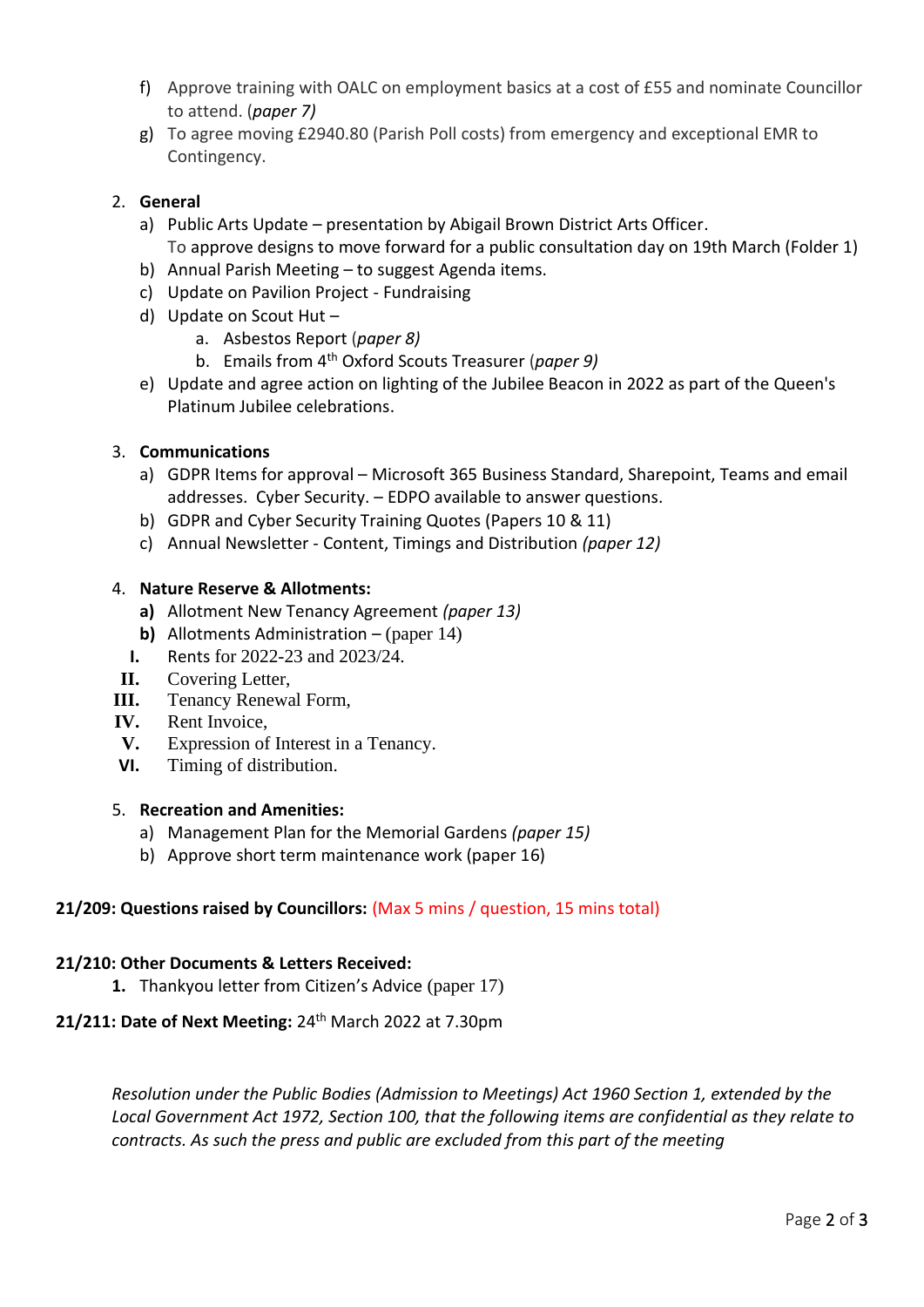f) Approve training with OALC on employment basics at a cost of £55 and nominate Councillor to attend. (*paper 7)*
g) To agree moving £2940.80 (Parish Poll costs) from emergency and exceptional EMR to Contingency.

2. **General**
   a) Public Arts Update – presentation by Abigail Brown District Arts Officer. To approve designs to move forward for a public consultation day on 19th March (Folder 1)
   b) Annual Parish Meeting – to suggest Agenda items.
   c) Update on Pavilion Project - Fundraising
   d) Update on Scout Hut –
      a. Asbestos Report (*paper 8)*
      b. Emails from 4th Oxford Scouts Treasurer (*paper 9)*
   e) Update and agree action on lighting of the Jubilee Beacon in 2022 as part of the Queen's Platinum Jubilee celebrations.

3. **Communications**
   a) GDPR Items for approval – Microsoft 365 Business Standard, Sharepoint, Teams and email addresses. Cyber Security. – EDPO available to answer questions.
   b) GDPR and Cyber Security Training Quotes (Papers 10 & 11)
   c) Annual Newsletter - Content, Timings and Distribution *(paper 12)*

4. **Nature Reserve & Allotments:**
   **a)** Allotment New Tenancy Agreement *(paper 13)*
   **b)** Allotments Administration – (paper 14)
   I. Rents for 2022-23 and 2023/24.
   II. Covering Letter,
   III. Tenancy Renewal Form,
   IV. Rent Invoice,
   V. Expression of Interest in a Tenancy.
   VI. Timing of distribution.

5. **Recreation and Amenities:**
   a) Management Plan for the Memorial Gardens *(paper 15)*
   b) Approve short term maintenance work (paper 16)

**21/209: Questions raised by Councillors:** (Max 5 mins / question, 15 mins total)

**21/210: Other Documents & Letters Received:**

**1.** Thankyou letter from Citizen's Advice (paper 17)

**21/211: Date of Next Meeting:** 24th March 2022 at 7.30pm

*Resolution under the Public Bodies (Admission to Meetings) Act 1960 Section 1, extended by the Local Government Act 1972, Section 100, that the following items are confidential as they relate to contracts. As such the press and public are excluded from this part of the meeting*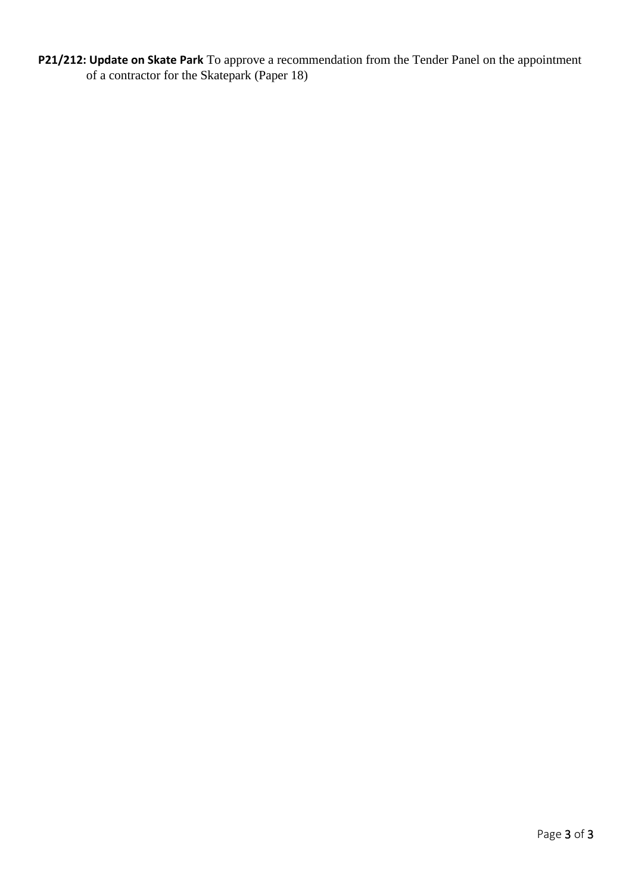**P21/212: Update on Skate Park** To approve a recommendation from the Tender Panel on the appointment of a contractor for the Skatepark (Paper 18)